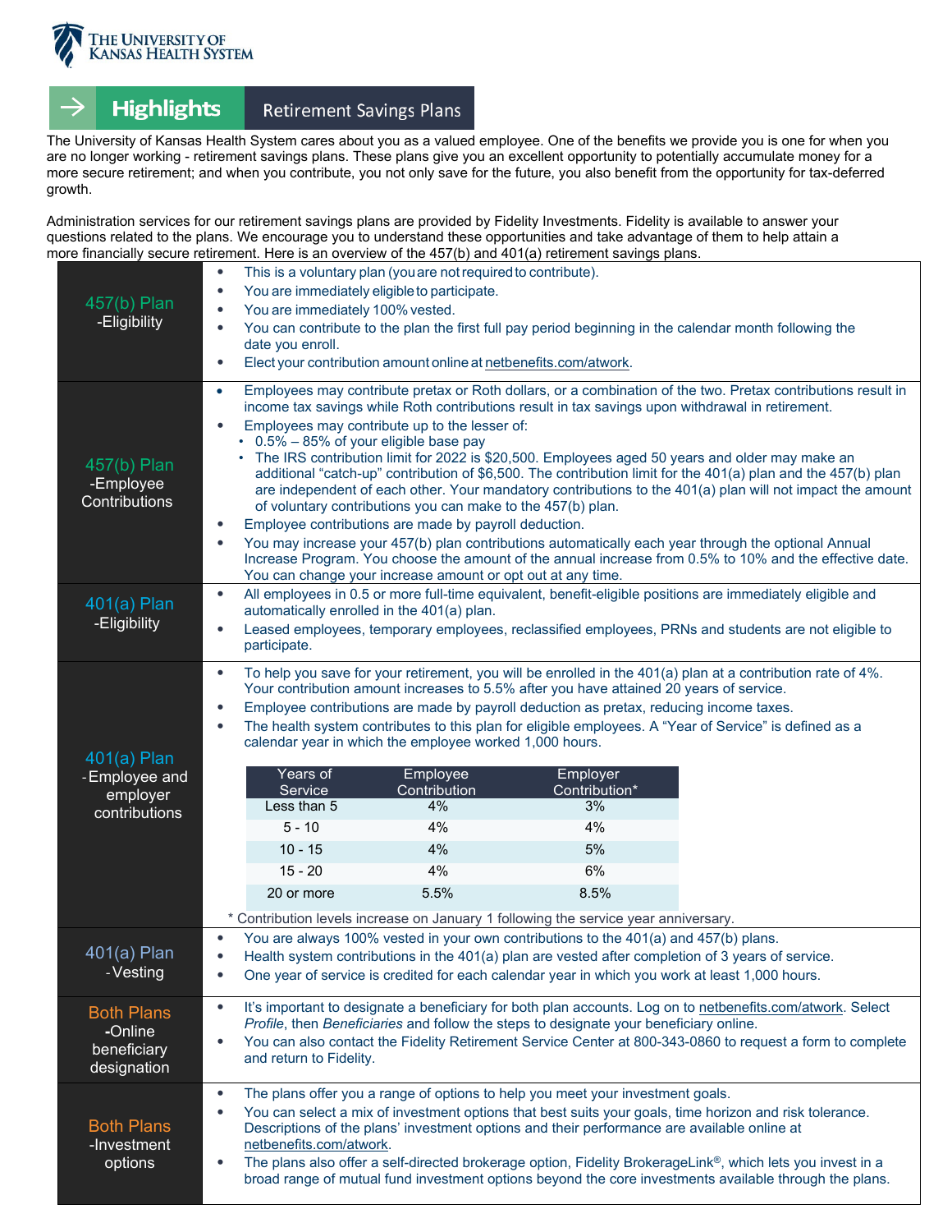THE UNIVERSITY OF KANSAS HEALTH SYSTEM

# Highlights — Retirement Savings Plans

The University of Kansas Health System cares about you as a valued employee. One of the benefits we provide you is one for when you are no longer working - retirement savings plans. These plans give you an excellent opportunity to potentially accumulate money for a more secure retirement; and when you contribute, you not only save for the future, you also benefit from the opportunity for tax-deferred growth.

Administration services for our retirement savings plans are provided by Fidelity Investments. Fidelity is available to answer your questions related to the plans. We encourage you to understand these opportunities and take advantage of them to help attain a more financially secure retirement. Here is an overview of the 457(b) and 401(a) retirement savings plans.

## 457(b) Plan - Eligibility

- This is a voluntary plan (you are not required to contribute).
- You are immediately eligible to participate.
- You are immediately 100% vested.
- You can contribute to the plan the first full pay period beginning in the calendar month following the date you enroll.
- Elect your contribution amount online at netbenefits.com/atwork.

## 457(b) Plan - Employee Contributions

- Employees may contribute pretax or Roth dollars, or a combination of the two. Pretax contributions result in income tax savings while Roth contributions result in tax savings upon withdrawal in retirement.
- Employees may contribute up to the lesser of:
  - 0.5% – 85% of your eligible base pay
  - The IRS contribution limit for 2022 is $20,500. Employees aged 50 years and older may make an additional "catch-up" contribution of $6,500. The contribution limit for the 401(a) plan and the 457(b) plan are independent of each other. Your mandatory contributions to the 401(a) plan will not impact the amount of voluntary contributions you can make to the 457(b) plan.
- Employee contributions are made by payroll deduction.
- You may increase your 457(b) plan contributions automatically each year through the optional Annual Increase Program. You choose the amount of the annual increase from 0.5% to 10% and the effective date. You can change your increase amount or opt out at any time.

## 401(a) Plan - Eligibility

- All employees in 0.5 or more full-time equivalent, benefit-eligible positions are immediately eligible and automatically enrolled in the 401(a) plan.
- Leased employees, temporary employees, reclassified employees, PRNs and students are not eligible to participate.

## 401(a) Plan - Employee and employer contributions

- To help you save for your retirement, you will be enrolled in the 401(a) plan at a contribution rate of 4%. Your contribution amount increases to 5.5% after you have attained 20 years of service.
- Employee contributions are made by payroll deduction as pretax, reducing income taxes.
- The health system contributes to this plan for eligible employees. A "Year of Service" is defined as a calendar year in which the employee worked 1,000 hours.

| Years of Service | Employee Contribution | Employer Contribution* |
|---|---|---|
| Less than 5 | 4% | 3% |
| 5 - 10 | 4% | 4% |
| 10 - 15 | 4% | 5% |
| 15 - 20 | 4% | 6% |
| 20 or more | 5.5% | 8.5% |

\* Contribution levels increase on January 1 following the service year anniversary.

## 401(a) Plan - Vesting

- You are always 100% vested in your own contributions to the 401(a) and 457(b) plans.
- Health system contributions in the 401(a) plan are vested after completion of 3 years of service.
- One year of service is credited for each calendar year in which you work at least 1,000 hours.

## Both Plans - Online beneficiary designation

- It's important to designate a beneficiary for both plan accounts. Log on to netbenefits.com/atwork. Select *Profile*, then *Beneficiaries* and follow the steps to designate your beneficiary online.
- You can also contact the Fidelity Retirement Service Center at 800-343-0860 to request a form to complete and return to Fidelity.

## Both Plans - Investment options

- The plans offer you a range of options to help you meet your investment goals.
- You can select a mix of investment options that best suits your goals, time horizon and risk tolerance. Descriptions of the plans' investment options and their performance are available online at netbenefits.com/atwork.
- The plans also offer a self-directed brokerage option, Fidelity BrokerageLink®, which lets you invest in a broad range of mutual fund investment options beyond the core investments available through the plans.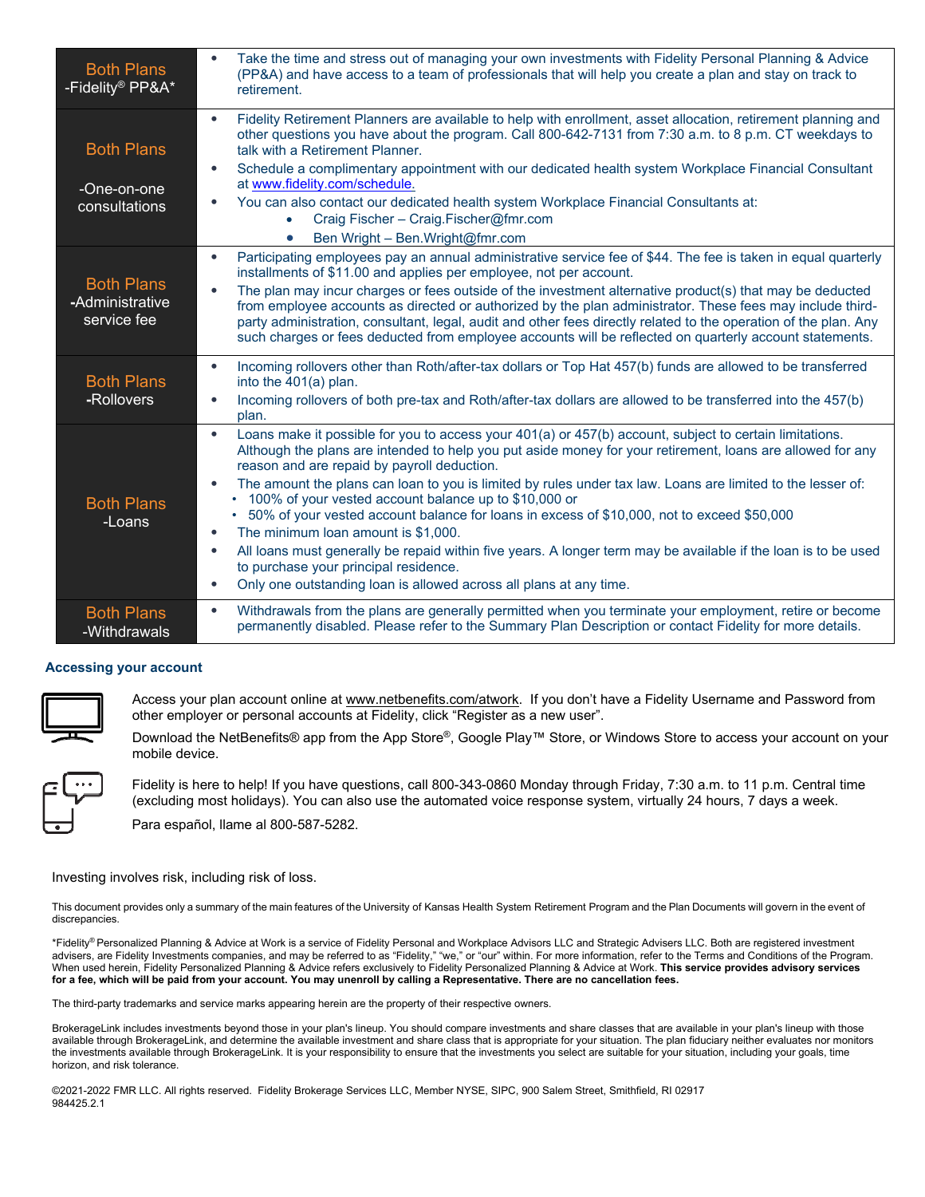| | |
|---|---|
| **Both Plans** -Fidelity® PP&A* | • Take the time and stress out of managing your own investments with Fidelity Personal Planning & Advice (PP&A) and have access to a team of professionals that will help you create a plan and stay on track to retirement. |
| **Both Plans** -One-on-one consultations | • Fidelity Retirement Planners are available to help with enrollment, asset allocation, retirement planning and other questions you have about the program. Call 800-642-7131 from 7:30 a.m. to 8 p.m. CT weekdays to talk with a Retirement Planner.<br>• Schedule a complimentary appointment with our dedicated health system Workplace Financial Consultant at www.fidelity.com/schedule.<br>• You can also contact our dedicated health system Workplace Financial Consultants at:<br>&nbsp;&nbsp;&nbsp;&nbsp;• Craig Fischer – Craig.Fischer@fmr.com<br>&nbsp;&nbsp;&nbsp;&nbsp;• Ben Wright – Ben.Wright@fmr.com |
| **Both Plans** -Administrative service fee | • Participating employees pay an annual administrative service fee of $44. The fee is taken in equal quarterly installments of $11.00 and applies per employee, not per account.<br>• The plan may incur charges or fees outside of the investment alternative product(s) that may be deducted from employee accounts as directed or authorized by the plan administrator. These fees may include third-party administration, consultant, legal, audit and other fees directly related to the operation of the plan. Any such charges or fees deducted from employee accounts will be reflected on quarterly account statements. |
| **Both Plans** -Rollovers | • Incoming rollovers other than Roth/after-tax dollars or Top Hat 457(b) funds are allowed to be transferred into the 401(a) plan.<br>• Incoming rollovers of both pre-tax and Roth/after-tax dollars are allowed to be transferred into the 457(b) plan. |
| **Both Plans** -Loans | • Loans make it possible for you to access your 401(a) or 457(b) account, subject to certain limitations. Although the plans are intended to help you put aside money for your retirement, loans are allowed for any reason and are repaid by payroll deduction.<br>• The amount the plans can loan to you is limited by rules under tax law. Loans are limited to the lesser of:<br>&nbsp;&nbsp;• 100% of your vested account balance up to $10,000 or<br>&nbsp;&nbsp;• 50% of your vested account balance for loans in excess of $10,000, not to exceed $50,000<br>• The minimum loan amount is $1,000.<br>• All loans must generally be repaid within five years. A longer term may be available if the loan is to be used to purchase your principal residence.<br>• Only one outstanding loan is allowed across all plans at any time. |
| **Both Plans** -Withdrawals | • Withdrawals from the plans are generally permitted when you terminate your employment, retire or become permanently disabled. Please refer to the Summary Plan Description or contact Fidelity for more details. |

### Accessing your account

Access your plan account online at www.netbenefits.com/atwork. If you don't have a Fidelity Username and Password from other employer or personal accounts at Fidelity, click "Register as a new user".

Download the NetBenefits® app from the App Store®, Google Play™ Store, or Windows Store to access your account on your mobile device.

Fidelity is here to help! If you have questions, call 800-343-0860 Monday through Friday, 7:30 a.m. to 11 p.m. Central time (excluding most holidays). You can also use the automated voice response system, virtually 24 hours, 7 days a week.

Para español, llame al 800-587-5282.

Investing involves risk, including risk of loss.

This document provides only a summary of the main features of the University of Kansas Health System Retirement Program and the Plan Documents will govern in the event of discrepancies.

*Fidelity® Personalized Planning & Advice at Work is a service of Fidelity Personal and Workplace Advisors LLC and Strategic Advisers LLC. Both are registered investment advisers, are Fidelity Investments companies, and may be referred to as "Fidelity," "we," or "our" within. For more information, refer to the Terms and Conditions of the Program. When used herein, Fidelity Personalized Planning & Advice refers exclusively to Fidelity Personalized Planning & Advice at Work. **This service provides advisory services for a fee, which will be paid from your account. You may unenroll by calling a Representative. There are no cancellation fees.**

The third-party trademarks and service marks appearing herein are the property of their respective owners.

BrokerageLink includes investments beyond those in your plan's lineup. You should compare investments and share classes that are available in your plan's lineup with those available through BrokerageLink, and determine the available investment and share class that is appropriate for your situation. The plan fiduciary neither evaluates nor monitors the investments available through BrokerageLink. It is your responsibility to ensure that the investments you select are suitable for your situation, including your goals, time horizon, and risk tolerance.

©2021-2022 FMR LLC. All rights reserved. Fidelity Brokerage Services LLC, Member NYSE, SIPC, 900 Salem Street, Smithfield, RI 02917
984425.2.1